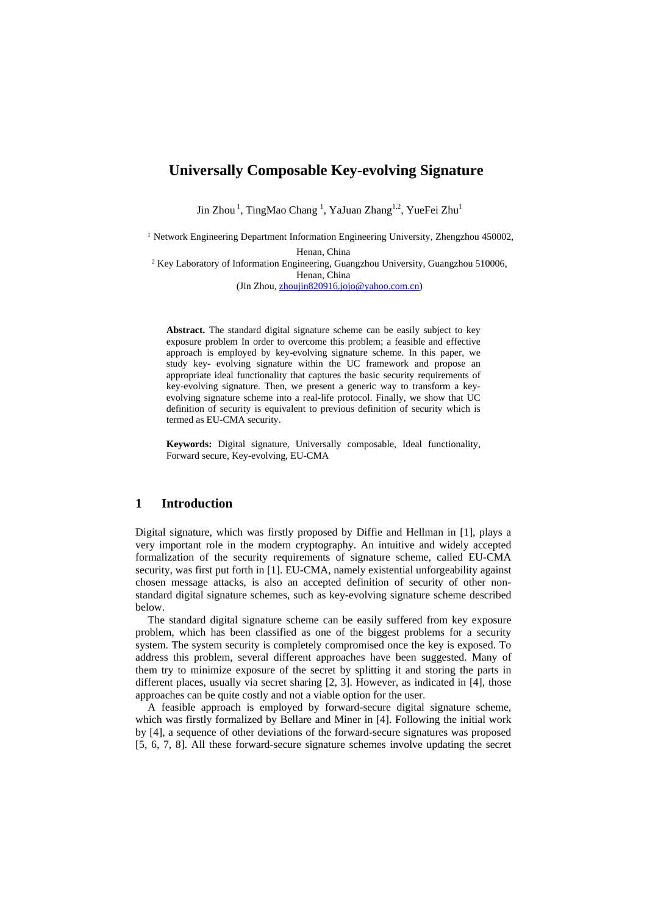# Universally Composable Key-evolving Signature

Jin Zhou [1], TingMao Chang [1], YaJuan Zhang[1,2], YueFei Zhu[1]

[1] Network Engineering Department Information Engineering University, Zhengzhou 450002, Henan, China

[2] Key Laboratory of Information Engineering, Guangzhou University, Guangzhou 510006, Henan, China

(Jin Zhou, zhoujin820916.jojo@yahoo.com.cn)

**Abstract.** The standard digital signature scheme can be easily subject to key exposure problem In order to overcome this problem; a feasible and effective approach is employed by key-evolving signature scheme. In this paper, we study key- evolving signature within the UC framework and propose an appropriate ideal functionality that captures the basic security requirements of key-evolving signature. Then, we present a generic way to transform a key-evolving signature scheme into a real-life protocol. Finally, we show that UC definition of security is equivalent to previous definition of security which is termed as EU-CMA security.

**Keywords:** Digital signature, Universally composable, Ideal functionality, Forward secure, Key-evolving, EU-CMA

## 1 Introduction

Digital signature, which was firstly proposed by Diffie and Hellman in [1], plays a very important role in the modern cryptography. An intuitive and widely accepted formalization of the security requirements of signature scheme, called EU-CMA security, was first put forth in [1]. EU-CMA, namely existential unforgeability against chosen message attacks, is also an accepted definition of security of other non-standard digital signature schemes, such as key-evolving signature scheme described below.

The standard digital signature scheme can be easily suffered from key exposure problem, which has been classified as one of the biggest problems for a security system. The system security is completely compromised once the key is exposed. To address this problem, several different approaches have been suggested. Many of them try to minimize exposure of the secret by splitting it and storing the parts in different places, usually via secret sharing [2, 3]. However, as indicated in [4], those approaches can be quite costly and not a viable option for the user.

A feasible approach is employed by forward-secure digital signature scheme, which was firstly formalized by Bellare and Miner in [4]. Following the initial work by [4], a sequence of other deviations of the forward-secure signatures was proposed [5, 6, 7, 8]. All these forward-secure signature schemes involve updating the secret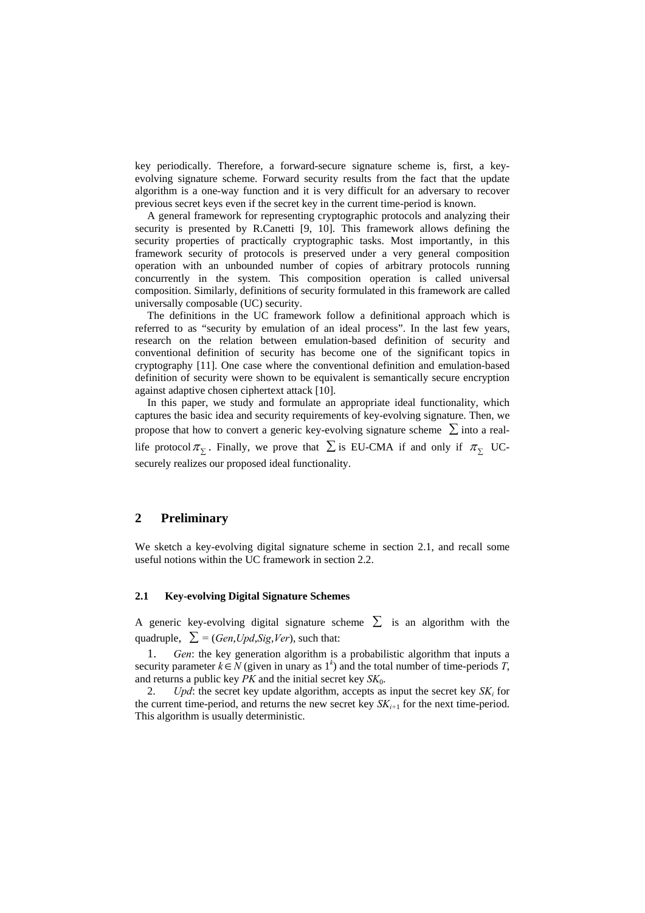key periodically. Therefore, a forward-secure signature scheme is, first, a key-evolving signature scheme. Forward security results from the fact that the update algorithm is a one-way function and it is very difficult for an adversary to recover previous secret keys even if the secret key in the current time-period is known.

A general framework for representing cryptographic protocols and analyzing their security is presented by R.Canetti [9, 10]. This framework allows defining the security properties of practically cryptographic tasks. Most importantly, in this framework security of protocols is preserved under a very general composition operation with an unbounded number of copies of arbitrary protocols running concurrently in the system. This composition operation is called universal composition. Similarly, definitions of security formulated in this framework are called universally composable (UC) security.

The definitions in the UC framework follow a definitional approach which is referred to as "security by emulation of an ideal process". In the last few years, research on the relation between emulation-based definition of security and conventional definition of security has become one of the significant topics in cryptography [11]. One case where the conventional definition and emulation-based definition of security were shown to be equivalent is semantically secure encryption against adaptive chosen ciphertext attack [10].

In this paper, we study and formulate an appropriate ideal functionality, which captures the basic idea and security requirements of key-evolving signature. Then, we propose that how to convert a generic key-evolving signature scheme $\sum$ into a real-life protocol $\pi_{\sum}$. Finally, we prove that $\sum$ is EU-CMA if and only if $\pi_{\sum}$ UC-securely realizes our proposed ideal functionality.

## 2 Preliminary

We sketch a key-evolving digital signature scheme in section 2.1, and recall some useful notions within the UC framework in section 2.2.

### 2.1 Key-evolving Digital Signature Schemes

A generic key-evolving digital signature scheme $\sum$ is an algorithm with the quadruple, $\sum = (Gen, Upd, Sig, Ver)$, such that:

1. *Gen*: the key generation algorithm is a probabilistic algorithm that inputs a security parameter $k \in N$ (given in unary as $1^k$) and the total number of time-periods $T$, and returns a public key $PK$ and the initial secret key $SK_0$.
2. *Upd*: the secret key update algorithm, accepts as input the secret key $SK_i$ for the current time-period, and returns the new secret key $SK_{i+1}$ for the next time-period. This algorithm is usually deterministic.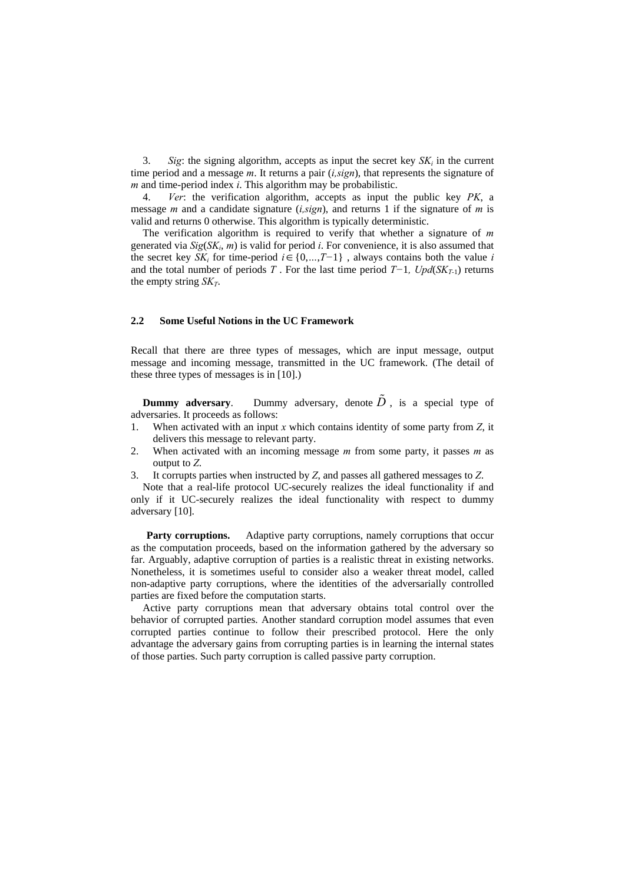3. *Sig*: the signing algorithm, accepts as input the secret key $SK_i$ in the current time period and a message *m*. It returns a pair (*i,sign*), that represents the signature of *m* and time-period index *i*. This algorithm may be probabilistic.

4. *Ver*: the verification algorithm, accepts as input the public key *PK*, a message *m* and a candidate signature (*i,sign*), and returns 1 if the signature of *m* is valid and returns 0 otherwise. This algorithm is typically deterministic.

The verification algorithm is required to verify that whether a signature of *m* generated via $Sig(SK_i, m)$ is valid for period *i*. For convenience, it is also assumed that the secret key $SK_i$ for time-period $i \in \{0,...,T-1\}$ , always contains both the value *i* and the total number of periods *T* . For the last time period $T-1$, $Upd(SK_{T-1})$ returns the empty string $SK_T$.

### 2.2 Some Useful Notions in the UC Framework

Recall that there are three types of messages, which are input message, output message and incoming message, transmitted in the UC framework. (The detail of these three types of messages is in [10].)

**Dummy adversary**. Dummy adversary, denote $\tilde{D}$ , is a special type of adversaries. It proceeds as follows:

1. When activated with an input *x* which contains identity of some party from *Z*, it delivers this message to relevant party.
2. When activated with an incoming message *m* from some party, it passes *m* as output to *Z*.
3. It corrupts parties when instructed by *Z*, and passes all gathered messages to *Z*.

Note that a real-life protocol UC-securely realizes the ideal functionality if and only if it UC-securely realizes the ideal functionality with respect to dummy adversary [10].

**Party corruptions.** Adaptive party corruptions, namely corruptions that occur as the computation proceeds, based on the information gathered by the adversary so far. Arguably, adaptive corruption of parties is a realistic threat in existing networks. Nonetheless, it is sometimes useful to consider also a weaker threat model, called non-adaptive party corruptions, where the identities of the adversarially controlled parties are fixed before the computation starts.

Active party corruptions mean that adversary obtains total control over the behavior of corrupted parties. Another standard corruption model assumes that even corrupted parties continue to follow their prescribed protocol. Here the only advantage the adversary gains from corrupting parties is in learning the internal states of those parties. Such party corruption is called passive party corruption.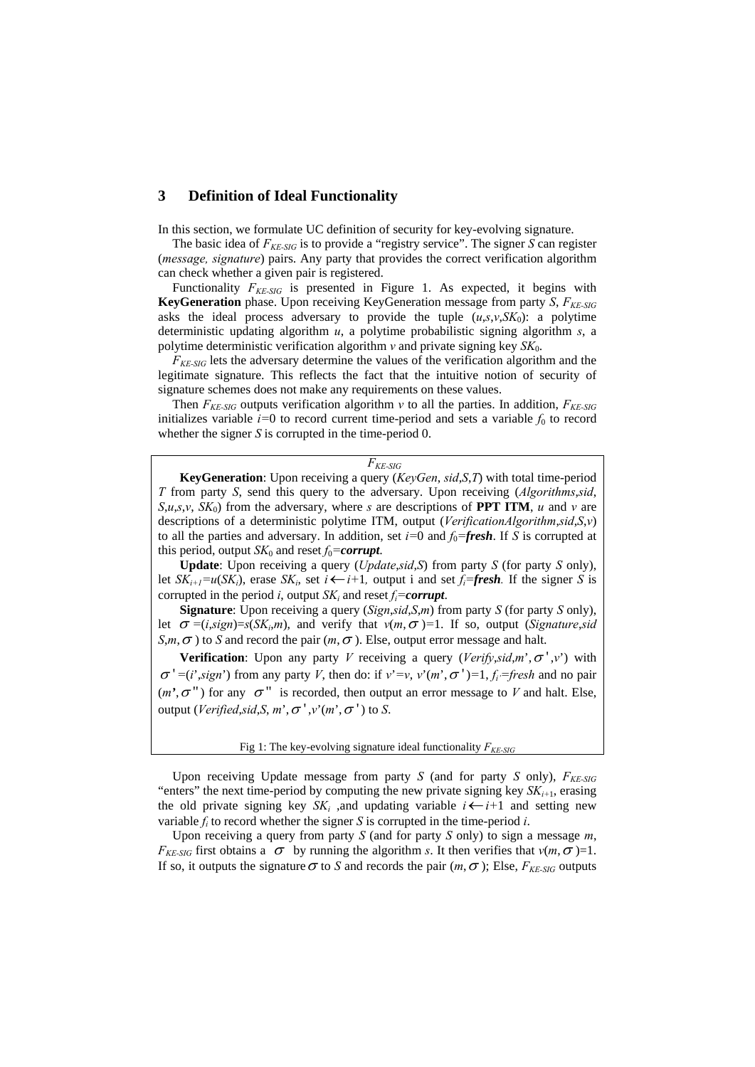## 3 Definition of Ideal Functionality

In this section, we formulate UC definition of security for key-evolving signature.

The basic idea of $F_{KE\text{-}SIG}$ is to provide a "registry service". The signer *S* can register (*message, signature*) pairs. Any party that provides the correct verification algorithm can check whether a given pair is registered.

Functionality $F_{KE\text{-}SIG}$ is presented in Figure 1. As expected, it begins with **KeyGeneration** phase. Upon receiving KeyGeneration message from party *S*, $F_{KE\text{-}SIG}$ asks the ideal process adversary to provide the tuple $(u,s,v,SK_0)$: a polytime deterministic updating algorithm *u*, a polytime probabilistic signing algorithm *s*, a polytime deterministic verification algorithm *v* and private signing key $SK_0$.

$F_{KE\text{-}SIG}$ lets the adversary determine the values of the verification algorithm and the legitimate signature. This reflects the fact that the intuitive notion of security of signature schemes does not make any requirements on these values.

Then $F_{KE\text{-}SIG}$ outputs verification algorithm *v* to all the parties. In addition, $F_{KE\text{-}SIG}$ initializes variable $i$=0 to record current time-period and sets a variable $f_0$ to record whether the signer *S* is corrupted in the time-period 0.

---

$F_{KE\text{-}SIG}$

**KeyGeneration**: Upon receiving a query (*KeyGen*, *sid*,*S*,*T*) with total time-period *T* from party *S*, send this query to the adversary. Upon receiving (*Algorithms*,*sid*, *S*,*u*,*s*,*v*, $SK_0$) from the adversary, where *s* are descriptions of **PPT ITM**, *u* and *v* are descriptions of a deterministic polytime ITM, output (*VerificationAlgorithm*,*sid*,*S*,*v*) to all the parties and adversary. In addition, set $i$=0 and $f_0$=***fresh***. If *S* is corrupted at this period, output $SK_0$ and reset $f_0$=***corrupt***.

**Update**: Upon receiving a query (*Update*,*sid*,*S*) from party *S* (for party *S* only), let $SK_{i+1}=u(SK_i)$, erase $SK_i$, set $i \leftarrow i+1$, output i and set $f_i$=***fresh***. If the signer *S* is corrupted in the period *i*, output $SK_i$ and reset $f_i$=***corrupt***.

**Signature**: Upon receiving a query (*Sign*,*sid*,*S*,*m*) from party *S* (for party *S* only), let $\sigma=(i,sign)=s(SK_i,m)$, and verify that $v(m,\sigma)=1$. If so, output (*Signature*,*sid* *S*,*m*,$\sigma$) to *S* and record the pair $(m,\sigma)$. Else, output error message and halt.

**Verification**: Upon any party *V* receiving a query (*Verify*,*sid*,*m'*,$\sigma'$,*v'*) with $\sigma'=(i',sign')$ from any party *V*, then do: if $v'=v$, $v'(m',\sigma')=1$, $f_{i'}$=*fresh* and no pair $(m',\sigma'')$ for any $\sigma''$ is recorded, then output an error message to *V* and halt. Else, output (*Verified*,*sid*,*S*, *m'*,$\sigma'$,$v'(m',\sigma')$) to *S*.

Fig 1: The key-evolving signature ideal functionality $F_{KE\text{-}SIG}$

---

Upon receiving Update message from party *S* (and for party *S* only), $F_{KE\text{-}SIG}$ "enters" the next time-period by computing the new private signing key $SK_{i+1}$, erasing the old private signing key $SK_i$ ,and updating variable $i \leftarrow i+1$ and setting new variable $f_i$ to record whether the signer *S* is corrupted in the time-period *i*.

Upon receiving a query from party *S* (and for party *S* only) to sign a message *m*, $F_{KE\text{-}SIG}$ first obtains a $\sigma$ by running the algorithm *s*. It then verifies that $v(m,\sigma)$=1. If so, it outputs the signature $\sigma$ to *S* and records the pair $(m,\sigma)$; Else, $F_{KE\text{-}SIG}$ outputs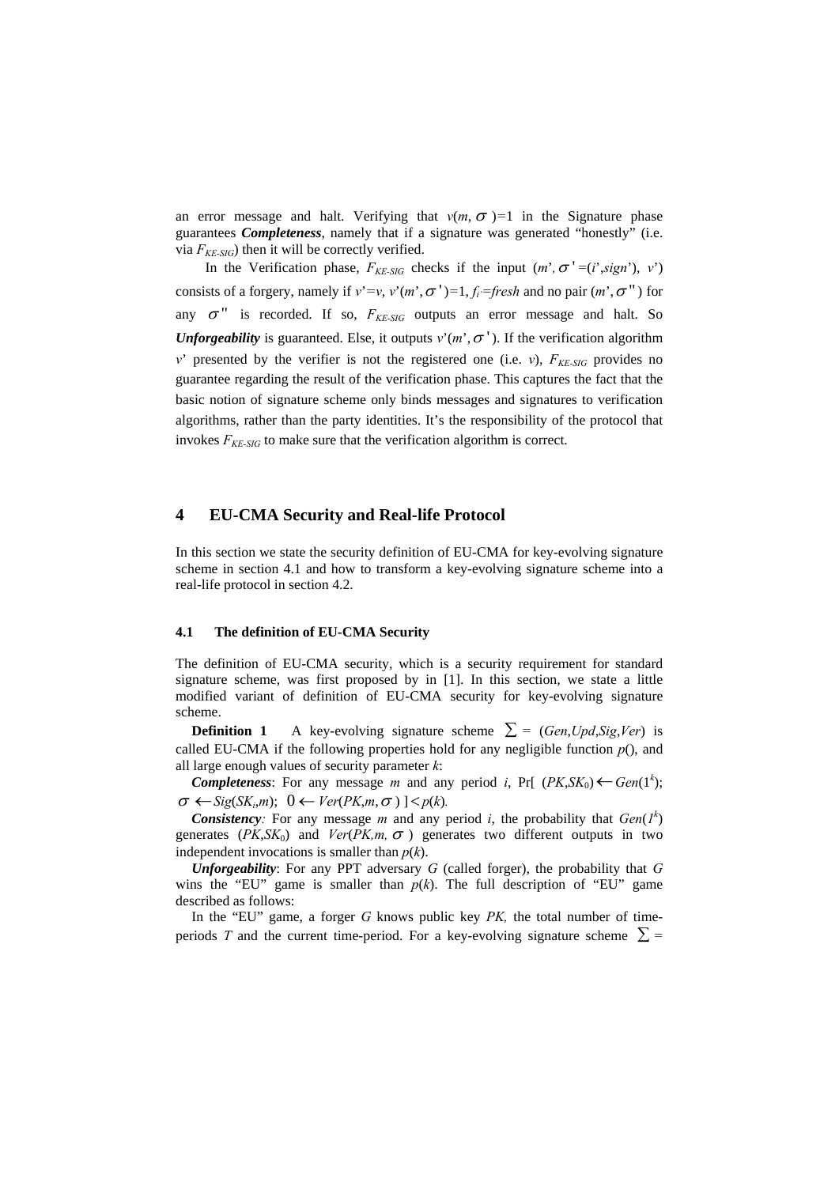an error message and halt. Verifying that $v(m, \sigma)=1$ in the Signature phase guarantees ***Completeness***, namely that if a signature was generated "honestly" (i.e. via $F_{KE\text{-}SIG}$) then it will be correctly verified.

In the Verification phase, $F_{KE\text{-}SIG}$ checks if the input $(m', \sigma'=(i',sign'), v')$ consists of a forgery, namely if $v'=v$, $v'(m', \sigma')=1$, $f_{i'}=fresh$ and no pair $(m', \sigma'')$ for any $\sigma''$ is recorded. If so, $F_{KE\text{-}SIG}$ outputs an error message and halt. So ***Unforgeability*** is guaranteed. Else, it outputs $v'(m', \sigma')$. If the verification algorithm $v'$ presented by the verifier is not the registered one (i.e. $v$), $F_{KE\text{-}SIG}$ provides no guarantee regarding the result of the verification phase. This captures the fact that the basic notion of signature scheme only binds messages and signatures to verification algorithms, rather than the party identities. It's the responsibility of the protocol that invokes $F_{KE\text{-}SIG}$ to make sure that the verification algorithm is correct.

## 4 EU-CMA Security and Real-life Protocol

In this section we state the security definition of EU-CMA for key-evolving signature scheme in section 4.1 and how to transform a key-evolving signature scheme into a real-life protocol in section 4.2.

### 4.1 The definition of EU-CMA Security

The definition of EU-CMA security, which is a security requirement for standard signature scheme, was first proposed by in [1]. In this section, we state a little modified variant of definition of EU-CMA security for key-evolving signature scheme.

**Definition 1** A key-evolving signature scheme $\sum = (Gen,Upd,Sig,Ver)$ is called EU-CMA if the following properties hold for any negligible function $p()$, and all large enough values of security parameter $k$:

***Completeness***: For any message $m$ and any period $i$, $\Pr[\ (PK,SK_0) \leftarrow Gen(1^k);\ \sigma \leftarrow Sig(SK_i,m);\ 0 \leftarrow Ver(PK,m,\sigma)\ ] < p(k)$.

***Consistency***: For any message $m$ and any period $i$, the probability that $Gen(1^k)$ generates $(PK,SK_0)$ and $Ver(PK,m, \sigma)$ generates two different outputs in two independent invocations is smaller than $p(k)$.

***Unforgeability***: For any PPT adversary $G$ (called forger), the probability that $G$ wins the "EU" game is smaller than $p(k)$. The full description of "EU" game described as follows:

In the "EU" game, a forger $G$ knows public key $PK$, the total number of time-periods $T$ and the current time-period. For a key-evolving signature scheme $\sum =$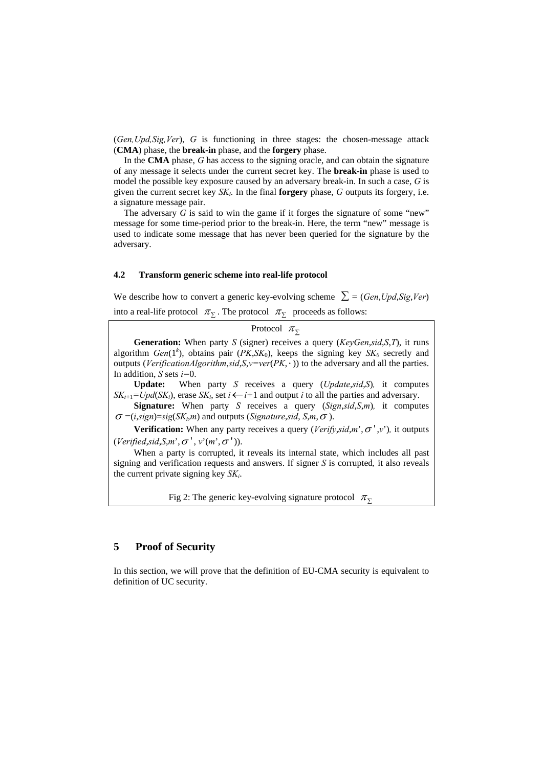($Gen, Upd, Sig, Ver$), $G$ is functioning in three stages: the chosen-message attack (**CMA**) phase, the **break-in** phase, and the **forgery** phase.

In the **CMA** phase, $G$ has access to the signing oracle, and can obtain the signature of any message it selects under the current secret key. The **break-in** phase is used to model the possible key exposure caused by an adversary break-in. In such a case, $G$ is given the current secret key $SK_i$. In the final **forgery** phase, $G$ outputs its forgery, i.e. a signature message pair.

The adversary $G$ is said to win the game if it forges the signature of some "new" message for some time-period prior to the break-in. Here, the term "new" message is used to indicate some message that has never been queried for the signature by the adversary.

### 4.2 Transform generic scheme into real-life protocol

We describe how to convert a generic key-evolving scheme $\sum = (Gen, Upd, Sig, Ver)$ into a real-life protocol $\pi_{\sum}$. The protocol $\pi_{\sum}$ proceeds as follows:

Protocol $\pi_{\sum}$

**Generation:** When party $S$ (signer) receives a query ($KeyGen, sid, S, T$), it runs algorithm $Gen(1^k)$, obtains pair ($PK, SK_0$), keeps the signing key $SK_0$ secretly and outputs ($VerificationAlgorithm, sid, S, v{=}ver(PK, \cdot)$) to the adversary and all the parties. In addition, $S$ sets $i{=}0$.

**Update:** When party $S$ receives a query ($Update, sid, S$), it computes $SK_{t+1}{=}Upd(SK_i)$, erase $SK_i$, set $i \leftarrow i{+}1$ and output $i$ to all the parties and adversary.

**Signature:** When party $S$ receives a query ($Sign, sid, S, m$), it computes $\sigma = (i, sign) = sig(SK_i, m)$ and outputs ($Signature, sid, S, m, \sigma$).

**Verification:** When any party receives a query ($Verify, sid, m', \sigma', v'$), it outputs ($Verified, sid, S, m', \sigma', v'(m', \sigma')$).

When a party is corrupted, it reveals its internal state, which includes all past signing and verification requests and answers. If signer $S$ is corrupted, it also reveals the current private signing key $SK_i$.

Fig 2: The generic key-evolving signature protocol $\pi_{\sum}$

## 5 Proof of Security

In this section, we will prove that the definition of EU-CMA security is equivalent to definition of UC security.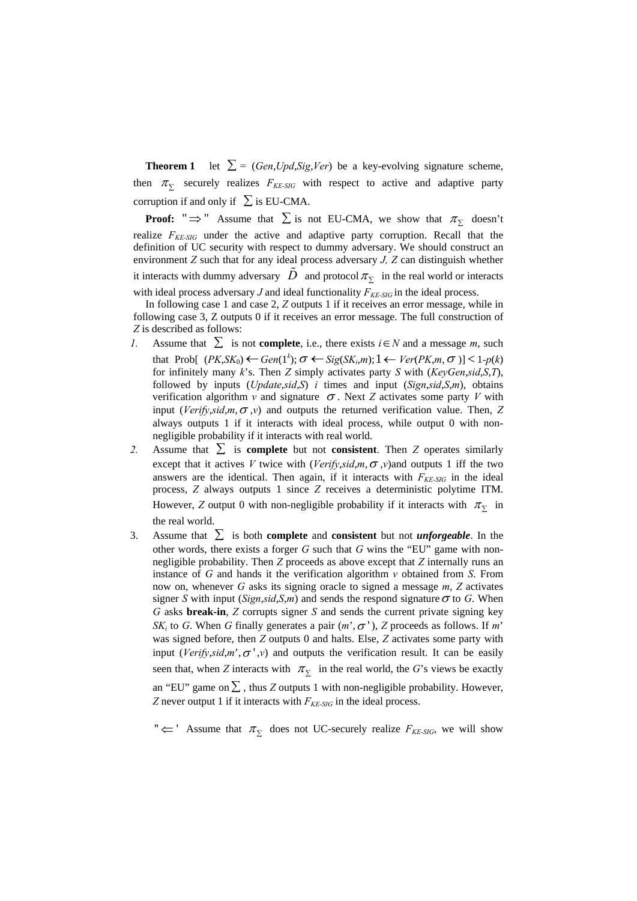**Theorem 1** let $\sum = (Gen, Upd, Sig, Ver)$ be a key-evolving signature scheme, then $\pi_{\sum}$ securely realizes $F_{KE\text{-}SIG}$ with respect to active and adaptive party corruption if and only if $\sum$ is EU-CMA.

**Proof:** "$\Rightarrow$" Assume that $\sum$ is not EU-CMA, we show that $\pi_{\sum}$ doesn't realize $F_{KE\text{-}SIG}$ under the active and adaptive party corruption. Recall that the definition of UC security with respect to dummy adversary. We should construct an environment *Z* such that for any ideal process adversary *J, Z* can distinguish whether it interacts with dummy adversary $\tilde{D}$ and protocol $\pi_{\sum}$ in the real world or interacts with ideal process adversary *J* and ideal functionality $F_{KE\text{-}SIG}$ in the ideal process.

In following case 1 and case 2, *Z* outputs 1 if it receives an error message, while in following case 3, Z outputs 0 if it receives an error message. The full construction of *Z* is described as follows:

1. Assume that $\sum$ is not **complete**, i.e., there exists $i \in N$ and a message *m*, such that $\text{Prob}[\ (PK, SK_0) \leftarrow Gen(1^k); \sigma \leftarrow Sig(SK_i, m); 1 \leftarrow Ver(PK, m, \sigma)] < 1\text{-}p(k)$ for infinitely many *k*'s. Then *Z* simply activates party *S* with (*KeyGen*,*sid*,*S*,*T*), followed by inputs (*Update*,*sid*,*S*) *i* times and input (*Sign*,*sid*,*S*,*m*), obtains verification algorithm *v* and signature $\sigma$. Next *Z* activates some party *V* with input (*Verify*,*sid*,*m*,$\sigma$,*v*) and outputs the returned verification value. Then, *Z* always outputs 1 if it interacts with ideal process, while output 0 with non-negligible probability if it interacts with real world.
2. Assume that $\sum$ is **complete** but not **consistent**. Then *Z* operates similarly except that it actives *V* twice with (*Verify*,*sid*,*m*,$\sigma$,*v*)and outputs 1 iff the two answers are the identical. Then again, if it interacts with $F_{KE\text{-}SIG}$ in the ideal process, *Z* always outputs 1 since *Z* receives a deterministic polytime ITM. However, *Z* output 0 with non-negligible probability if it interacts with $\pi_{\sum}$ in the real world.
3. Assume that $\sum$ is both **complete** and **consistent** but not ***unforgeable***. In the other words, there exists a forger *G* such that *G* wins the "EU" game with non-negligible probability. Then *Z* proceeds as above except that *Z* internally runs an instance of *G* and hands it the verification algorithm *v* obtained from *S*. From now on, whenever *G* asks its signing oracle to signed a message *m*, *Z* activates signer *S* with input (*Sign*,*sid*,*S*,*m*) and sends the respond signature $\sigma$ to *G*. When *G* asks **break-in**, *Z* corrupts signer *S* and sends the current private signing key $SK_i$ to *G*. When *G* finally generates a pair ($m'$, $\sigma'$), *Z* proceeds as follows. If $m'$ was signed before, then *Z* outputs 0 and halts. Else, *Z* activates some party with input (*Verify*,*sid*,$m'$,$\sigma'$,*v*) and outputs the verification result. It can be easily seen that, when *Z* interacts with $\pi_{\sum}$ in the real world, the *G*'s views be exactly an "EU" game on $\sum$, thus *Z* outputs 1 with non-negligible probability. However, *Z* never output 1 if it interacts with $F_{KE\text{-}SIG}$ in the ideal process.

"$\Leftarrow$" Assume that $\pi_{\sum}$ does not UC-securely realize $F_{KE\text{-}SIG}$, we will show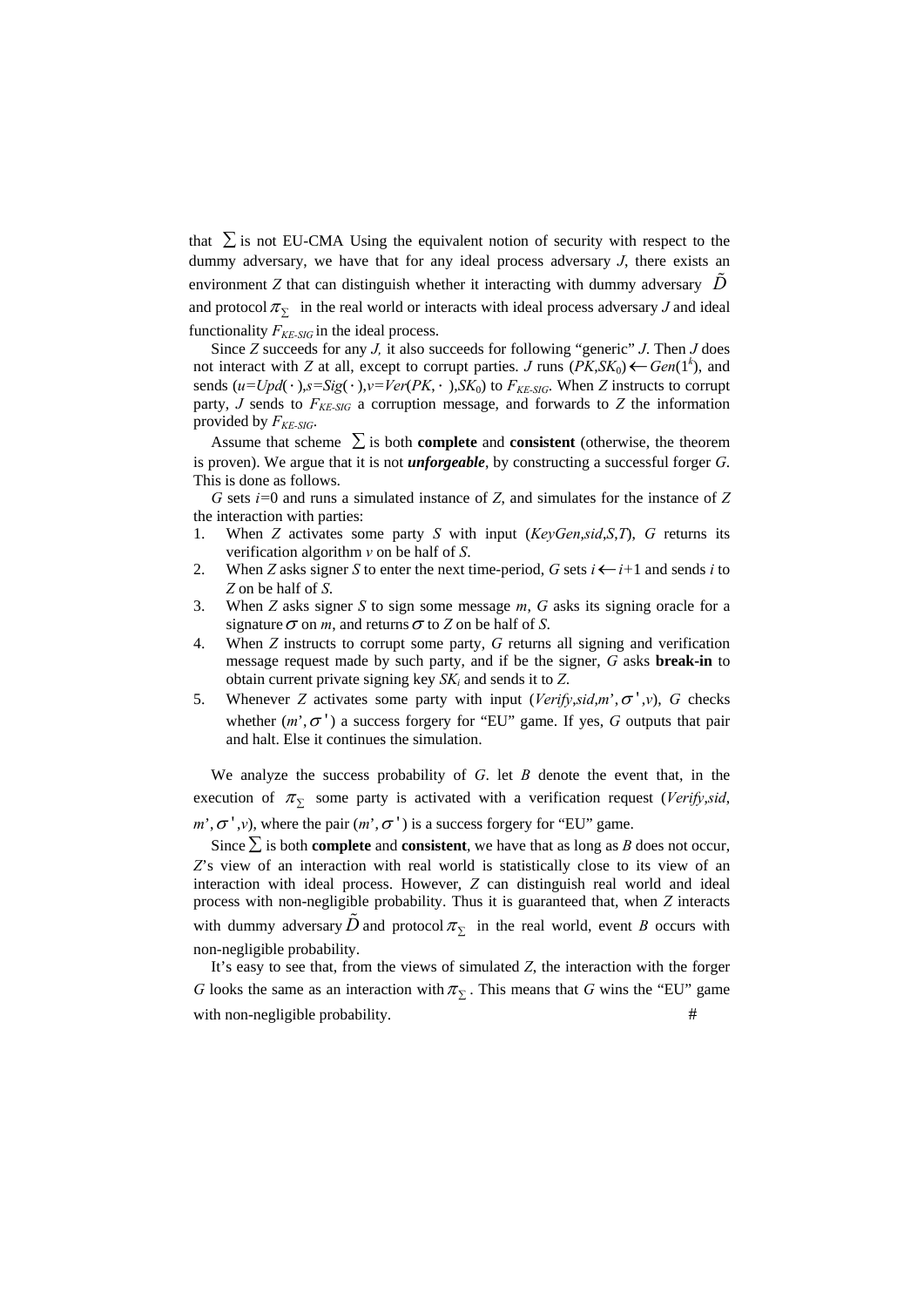that $\sum$ is not EU-CMA Using the equivalent notion of security with respect to the dummy adversary, we have that for any ideal process adversary *J*, there exists an environment *Z* that can distinguish whether it interacting with dummy adversary $\tilde{D}$ and protocol $\pi_{\sum}$ in the real world or interacts with ideal process adversary *J* and ideal functionality $F_{KE\text{-}SIG}$ in the ideal process.

Since *Z* succeeds for any *J,* it also succeeds for following "generic" *J*. Then *J* does not interact with *Z* at all, except to corrupt parties. *J* runs $(PK,SK_0) \leftarrow Gen(1^k)$, and sends $(u=Upd(\cdot),s=Sig(\cdot),v=Ver(PK,\cdot),SK_0)$ to $F_{KE\text{-}SIG}$. When *Z* instructs to corrupt party, *J* sends to $F_{KE\text{-}SIG}$ a corruption message, and forwards to *Z* the information provided by $F_{KE\text{-}SIG}$.

Assume that scheme $\sum$ is both **complete** and **consistent** (otherwise, the theorem is proven). We argue that it is not ***unforgeable***, by constructing a successful forger *G*. This is done as follows.

*G* sets $i$=0 and runs a simulated instance of *Z*, and simulates for the instance of *Z* the interaction with parties:

1. When *Z* activates some party *S* with input (*KeyGen*,*sid*,*S*,*T*), *G* returns its verification algorithm *v* on be half of *S*.
2. When *Z* asks signer *S* to enter the next time-period, *G* sets $i \leftarrow i+1$ and sends *i* to *Z* on be half of *S*.
3. When *Z* asks signer *S* to sign some message *m*, *G* asks its signing oracle for a signature $\sigma$ on *m*, and returns $\sigma$ to *Z* on be half of *S*.
4. When *Z* instructs to corrupt some party, *G* returns all signing and verification message request made by such party, and if be the signer, *G* asks **break-in** to obtain current private signing key $SK_i$ and sends it to *Z*.
5. Whenever *Z* activates some party with input (*Verify*,*sid*,*m*',$\sigma'$,*v*), *G* checks whether (*m*',$\sigma'$) a success forgery for "EU" game. If yes, *G* outputs that pair and halt. Else it continues the simulation.

We analyze the success probability of *G*. let *B* denote the event that, in the execution of $\pi_{\sum}$ some party is activated with a verification request (*Verify*,*sid*, *m*',$\sigma'$,*v*), where the pair (*m*',$\sigma'$) is a success forgery for "EU" game.

Since $\sum$ is both **complete** and **consistent**, we have that as long as *B* does not occur, *Z*'s view of an interaction with real world is statistically close to its view of an interaction with ideal process. However, *Z* can distinguish real world and ideal process with non-negligible probability. Thus it is guaranteed that, when *Z* interacts with dummy adversary $\tilde{D}$ and protocol $\pi_{\sum}$ in the real world, event *B* occurs with non-negligible probability.

It's easy to see that, from the views of simulated *Z*, the interaction with the forger *G* looks the same as an interaction with $\pi_{\sum}$. This means that *G* wins the "EU" game with non-negligible probability. #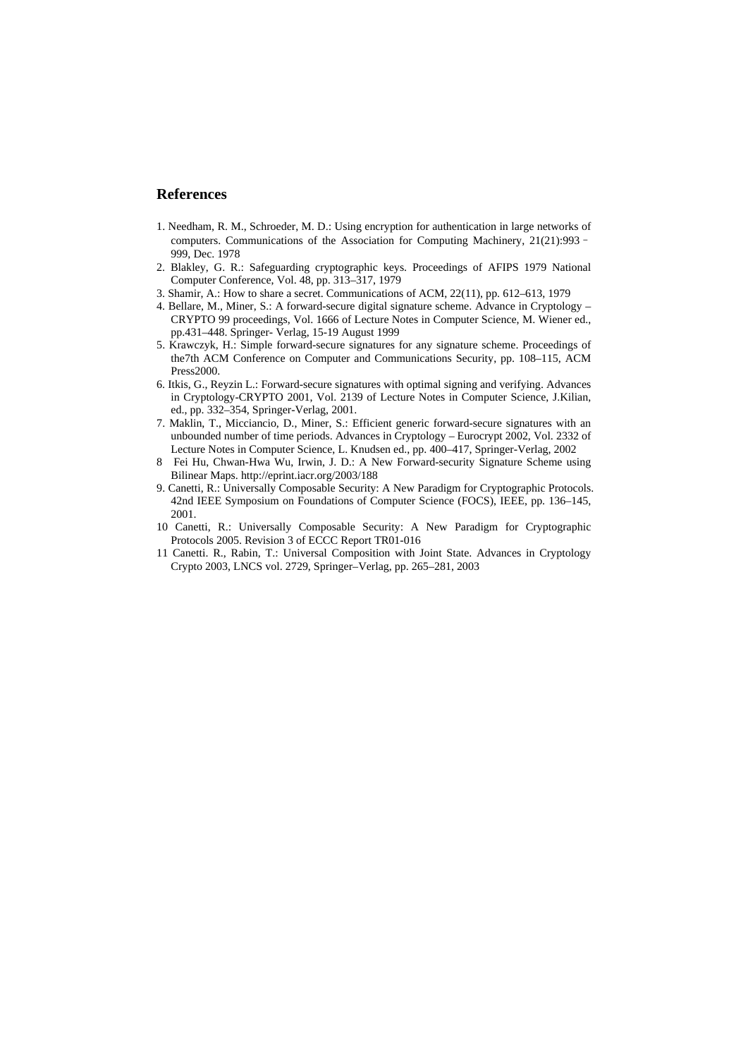## References

1. Needham, R. M., Schroeder, M. D.: Using encryption for authentication in large networks of computers. Communications of the Association for Computing Machinery, 21(21):993–999, Dec. 1978
2. Blakley, G. R.: Safeguarding cryptographic keys. Proceedings of AFIPS 1979 National Computer Conference, Vol. 48, pp. 313–317, 1979
3. Shamir, A.: How to share a secret. Communications of ACM, 22(11), pp. 612–613, 1979
4. Bellare, M., Miner, S.: A forward-secure digital signature scheme. Advance in Cryptology – CRYPTO 99 proceedings, Vol. 1666 of Lecture Notes in Computer Science, M. Wiener ed., pp.431–448. Springer- Verlag, 15-19 August 1999
5. Krawczyk, H.: Simple forward-secure signatures for any signature scheme. Proceedings of the7th ACM Conference on Computer and Communications Security, pp. 108–115, ACM Press2000.
6. Itkis, G., Reyzin L.: Forward-secure signatures with optimal signing and verifying. Advances in Cryptology-CRYPTO 2001, Vol. 2139 of Lecture Notes in Computer Science, J.Kilian, ed., pp. 332–354, Springer-Verlag, 2001.
7. Maklin, T., Micciancio, D., Miner, S.: Efficient generic forward-secure signatures with an unbounded number of time periods. Advances in Cryptology – Eurocrypt 2002, Vol. 2332 of Lecture Notes in Computer Science, L. Knudsen ed., pp. 400–417, Springer-Verlag, 2002
8. Fei Hu, Chwan-Hwa Wu, Irwin, J. D.: A New Forward-security Signature Scheme using Bilinear Maps. http://eprint.iacr.org/2003/188
9. Canetti, R.: Universally Composable Security: A New Paradigm for Cryptographic Protocols. 42nd IEEE Symposium on Foundations of Computer Science (FOCS), IEEE, pp. 136–145, 2001.
10. Canetti, R.: Universally Composable Security: A New Paradigm for Cryptographic Protocols 2005. Revision 3 of ECCC Report TR01-016
11. Canetti. R., Rabin, T.: Universal Composition with Joint State. Advances in Cryptology Crypto 2003, LNCS vol. 2729, Springer–Verlag, pp. 265–281, 2003